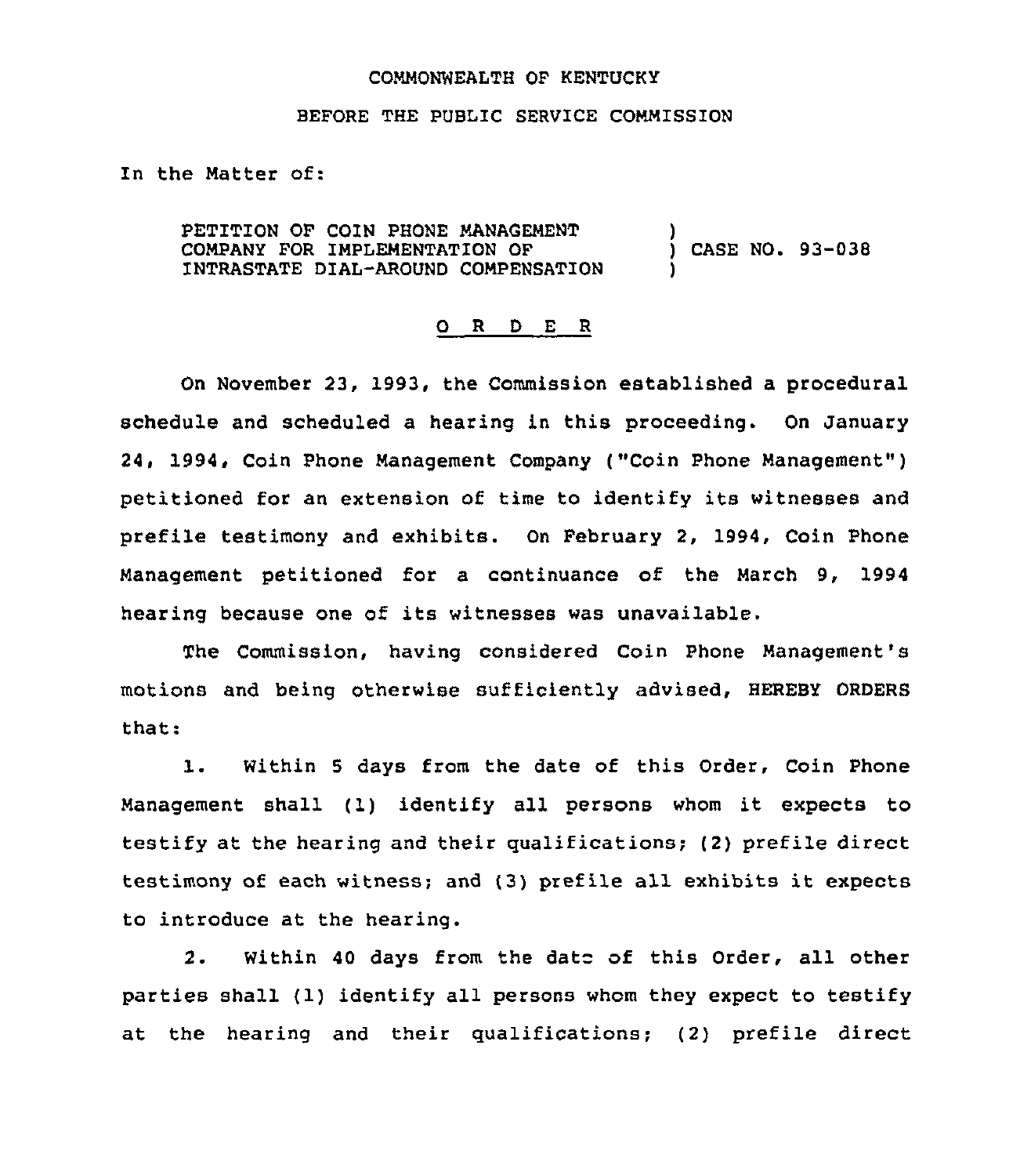COMMONWEALTH OF KENTUCKY

BEFORE THE PUBLIC SERVICE COMMISSION

In the Matter of:

PETITION OF COIN PHONE MANAGEMENT COMPANY FOR IMPLEMENTATION OF INTRASTATE DIAL-AROUND COMPENSATION ) CASE NO. 93-038

## O R D E R

On November 23, 1993, the Commission established a procedural schedule and scheduled a hearing in this proceeding. On January 24, 1994, Coin Phone Management Company ("Coin Phone Management") petitioned for an extension of time to identify its witnesses and prefile testimony and exhibits. On February 2, 1994, Coin Phone Management petitioned for a continuance of the March 9, 1994 hearing because one of its witnesses was unavailable.

The Commission, having considered Coin Phone Management's motions and being otherwise sufficiently advised, HEREBY ORDERS that:

1. Within 5 days from the date of this Order, Coin Phone Management shall (1) identify all persons whom it expects to testify at the hearing and their qualifications; (2) prefile direct testimony of each witness; and (3) prefile all exhibits it expects to introduce at the hearing.

2. Within 40 days from the date of this Order, all other parties shall (1) identify all persons whom they expect to testify at the hearing and their qualifications; (2) prefile direct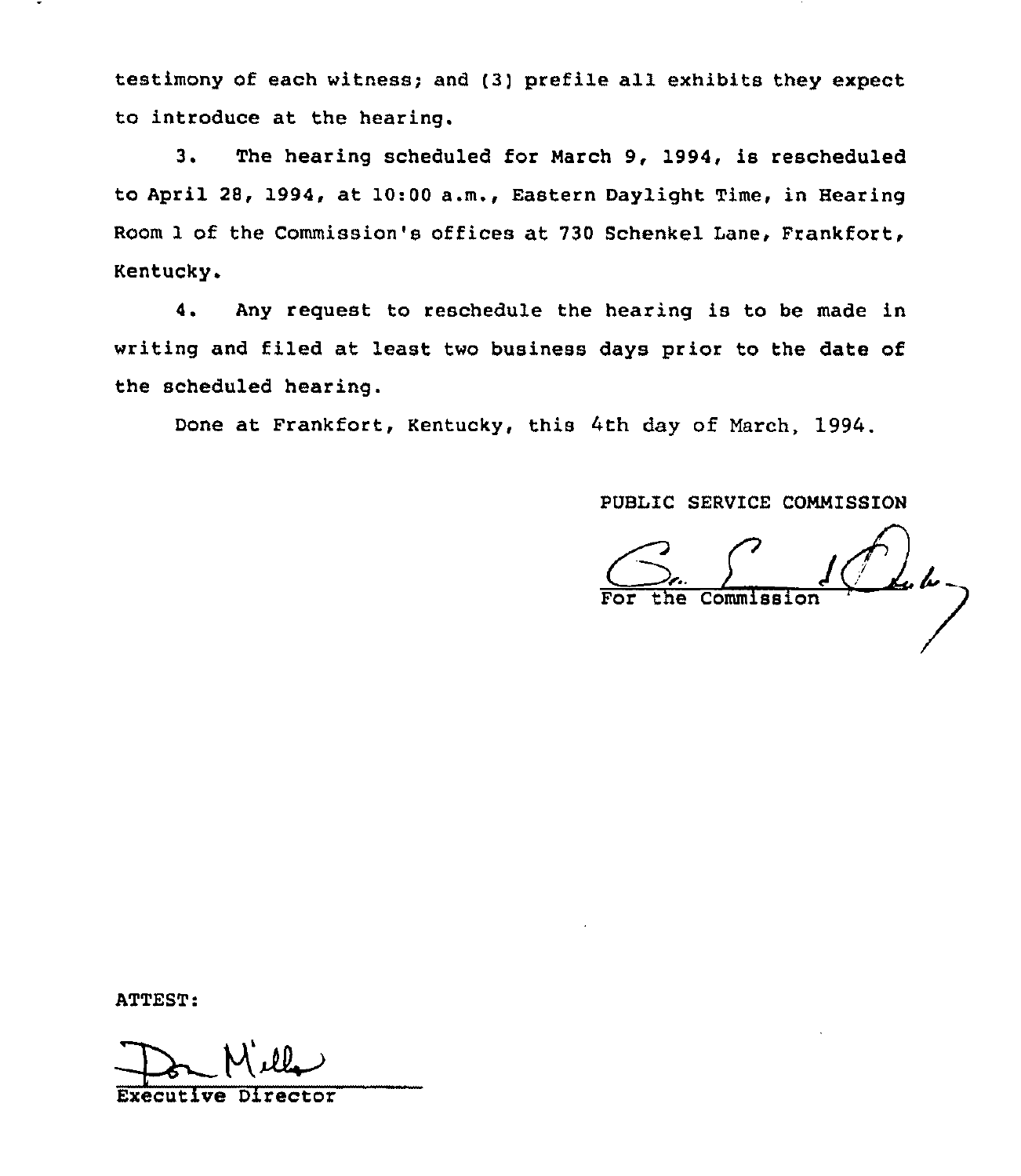testimony of each witness; and (3) prefile all exhibits they expect to introduce at the hearing.

3. The hearing scheduled for March 9, 1994, is rescheduled to April 28, 1994, at 10:00 a.m., Eastern Daylight Time, in Hearing Room 1 of the Commission's offices at 730 Schenkel Lane, Frankfort, Kentucky.

4. Any request to reschedule the hearing is to be made in writing and filed at least two business days prior to the date of the scheduled hearing.

Done at Frankfort, Kentucky, this 4th day of March, 1994.

PUBLIC SERVICE COMMISSION

For the Commission

ATTEST:

Executive Director